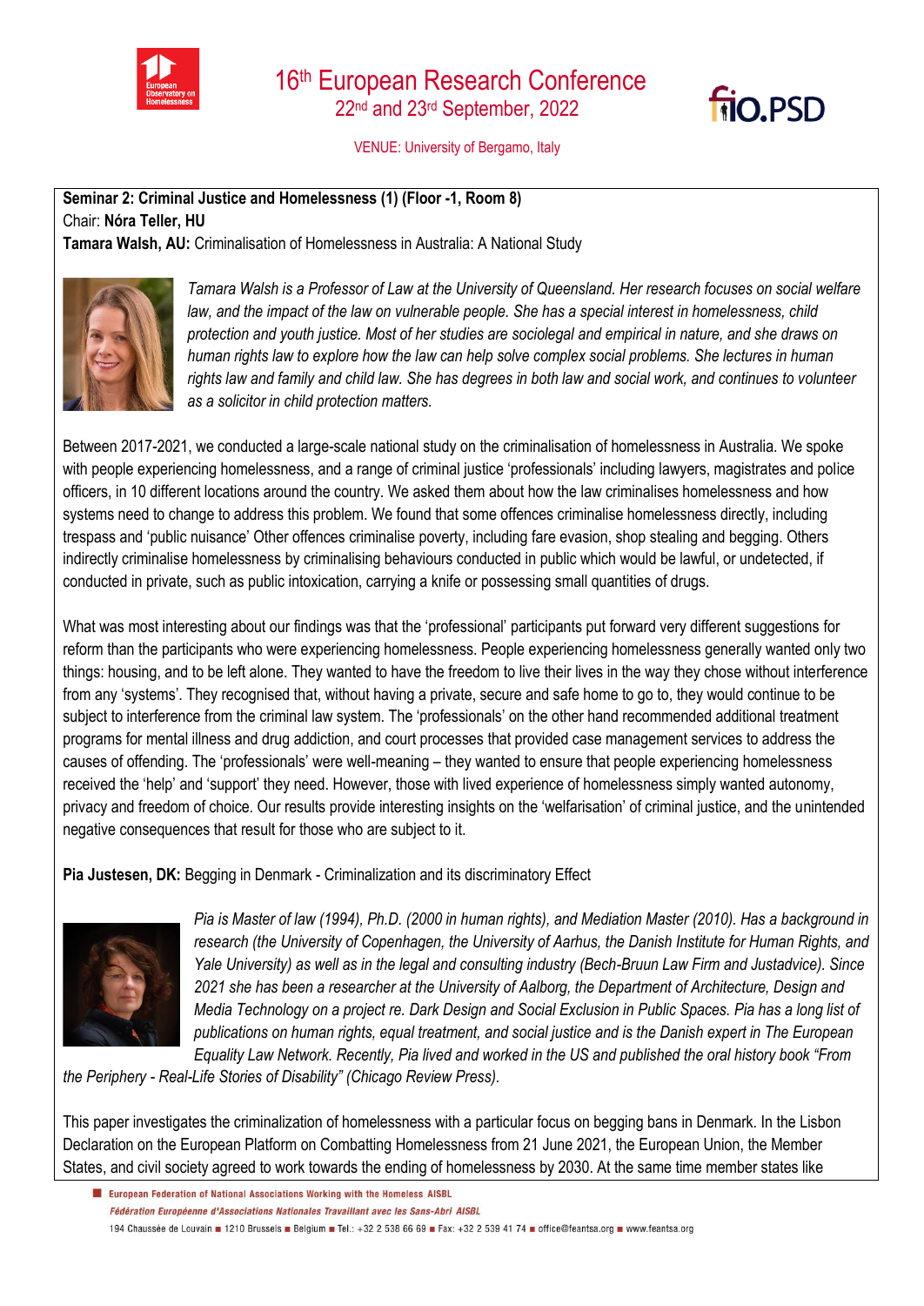# 16th European Research Conference

22nd and 23rd September, 2022

VENUE: University of Bergamo, Italy

**Seminar 2: Criminal Justice and Homelessness (1) (Floor -1, Room 8)**
Chair: **Nóra Teller, HU**
**Tamara Walsh, AU:** Criminalisation of Homelessness in Australia: A National Study

*Tamara Walsh is a Professor of Law at the University of Queensland. Her research focuses on social welfare law, and the impact of the law on vulnerable people. She has a special interest in homelessness, child protection and youth justice. Most of her studies are sociolegal and empirical in nature, and she draws on human rights law to explore how the law can help solve complex social problems. She lectures in human rights law and family and child law. She has degrees in both law and social work, and continues to volunteer as a solicitor in child protection matters.*

Between 2017-2021, we conducted a large-scale national study on the criminalisation of homelessness in Australia. We spoke with people experiencing homelessness, and a range of criminal justice 'professionals' including lawyers, magistrates and police officers, in 10 different locations around the country. We asked them about how the law criminalises homelessness and how systems need to change to address this problem. We found that some offences criminalise homelessness directly, including trespass and 'public nuisance' Other offences criminalise poverty, including fare evasion, shop stealing and begging. Others indirectly criminalise homelessness by criminalising behaviours conducted in public which would be lawful, or undetected, if conducted in private, such as public intoxication, carrying a knife or possessing small quantities of drugs.

What was most interesting about our findings was that the 'professional' participants put forward very different suggestions for reform than the participants who were experiencing homelessness. People experiencing homelessness generally wanted only two things: housing, and to be left alone. They wanted to have the freedom to live their lives in the way they chose without interference from any 'systems'. They recognised that, without having a private, secure and safe home to go to, they would continue to be subject to interference from the criminal law system. The 'professionals' on the other hand recommended additional treatment programs for mental illness and drug addiction, and court processes that provided case management services to address the causes of offending. The 'professionals' were well-meaning – they wanted to ensure that people experiencing homelessness received the 'help' and 'support' they need. However, those with lived experience of homelessness simply wanted autonomy, privacy and freedom of choice. Our results provide interesting insights on the 'welfarisation' of criminal justice, and the unintended negative consequences that result for those who are subject to it.

**Pia Justesen, DK:** Begging in Denmark - Criminalization and its discriminatory Effect

*Pia is Master of law (1994), Ph.D. (2000 in human rights), and Mediation Master (2010). Has a background in research (the University of Copenhagen, the University of Aarhus, the Danish Institute for Human Rights, and Yale University) as well as in the legal and consulting industry (Bech-Bruun Law Firm and Justadvice). Since 2021 she has been a researcher at the University of Aalborg, the Department of Architecture, Design and Media Technology on a project re. Dark Design and Social Exclusion in Public Spaces. Pia has a long list of publications on human rights, equal treatment, and social justice and is the Danish expert in The European Equality Law Network. Recently, Pia lived and worked in the US and published the oral history book "From the Periphery - Real-Life Stories of Disability" (Chicago Review Press).*

This paper investigates the criminalization of homelessness with a particular focus on begging bans in Denmark. In the Lisbon Declaration on the European Platform on Combatting Homelessness from 21 June 2021, the European Union, the Member States, and civil society agreed to work towards the ending of homelessness by 2030. At the same time member states like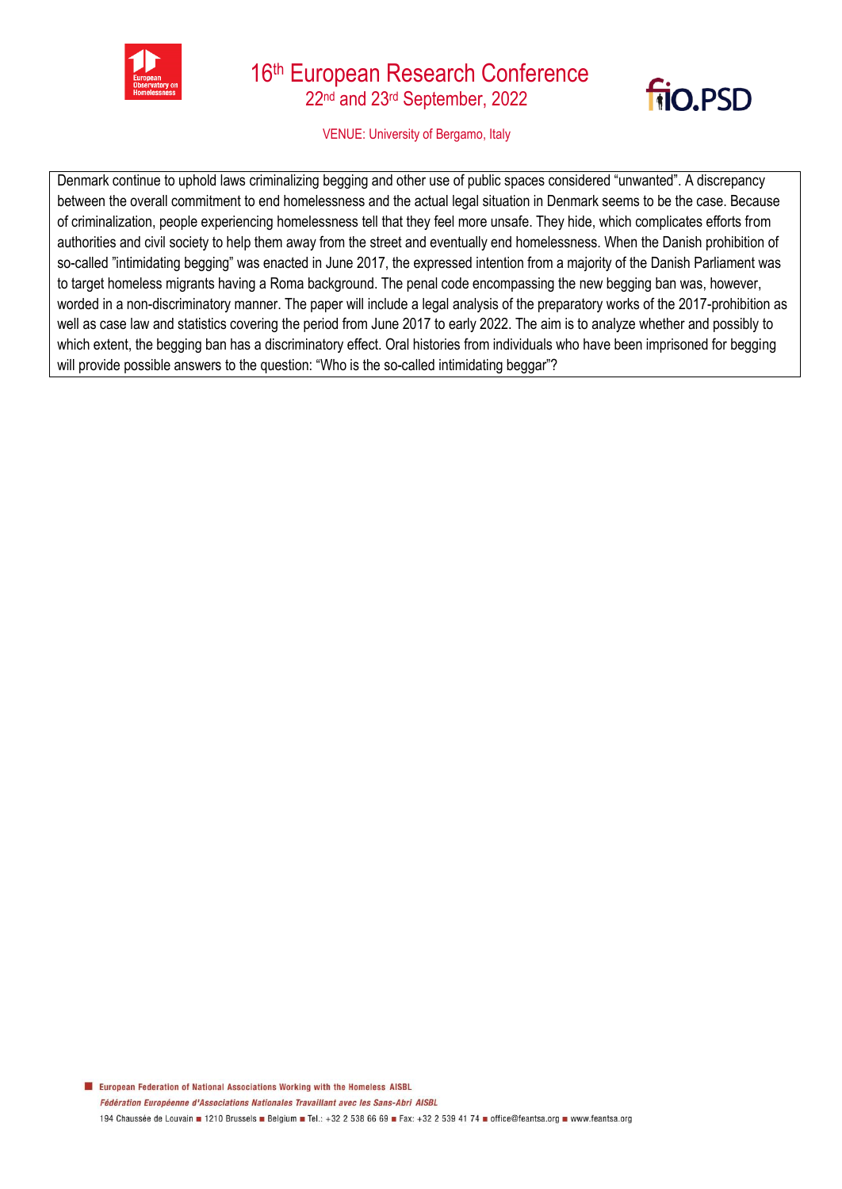Denmark continue to uphold laws criminalizing begging and other use of public spaces considered "unwanted". A discrepancy between the overall commitment to end homelessness and the actual legal situation in Denmark seems to be the case. Because of criminalization, people experiencing homelessness tell that they feel more unsafe. They hide, which complicates efforts from authorities and civil society to help them away from the street and eventually end homelessness. When the Danish prohibition of so-called "intimidating begging" was enacted in June 2017, the expressed intention from a majority of the Danish Parliament was to target homeless migrants having a Roma background. The penal code encompassing the new begging ban was, however, worded in a non-discriminatory manner. The paper will include a legal analysis of the preparatory works of the 2017-prohibition as well as case law and statistics covering the period from June 2017 to early 2022. The aim is to analyze whether and possibly to which extent, the begging ban has a discriminatory effect. Oral histories from individuals who have been imprisoned for begging will provide possible answers to the question: "Who is the so-called intimidating beggar"?